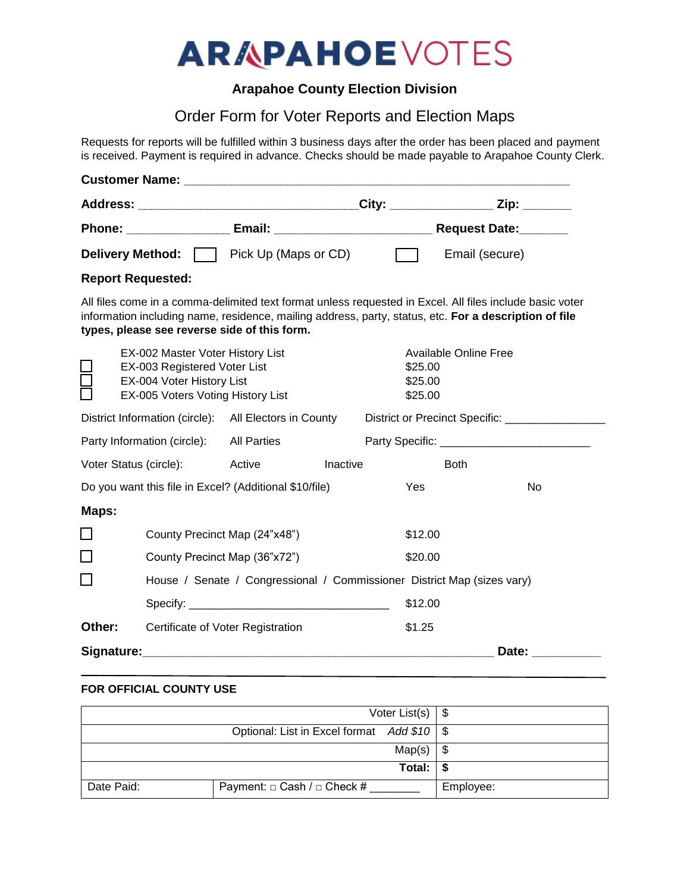# ARAPAHOEVOTES

**Arapahoe County Election Division**

## Order Form for Voter Reports and Election Maps

Requests for reports will be fulfilled within 3 business days after the order has been placed and payment is received. Payment is required in advance. Checks should be made payable to Arapahoe County Clerk.

**Customer Name:** ________________________________________________________

**Address:** ________________________________ **City:** _______________ **Zip:** _______

**Phone:** _______________ **Email:** _______________________ **Request Date:**_______

**Delivery Method:** ☐ Pick Up (Maps or CD) ☐ Email (secure)

**Report Requested:**

All files come in a comma-delimited text format unless requested in Excel. All files include basic voter information including name, residence, mailing address, party, status, etc. **For a description of file types, please see reverse side of this form.**

| | Report | Price |
|---|---|---|
| | EX-002 Master Voter History List | Available Online Free |
| ☐ | EX-003 Registered Voter List | $25.00 |
| ☐ | EX-004 Voter History List | $25.00 |
| ☐ | EX-005 Voters Voting History List | $25.00 |

District Information (circle): All Electors in County District or Precinct Specific: _______________

Party Information (circle): All Parties Party Specific: _______________________

Voter Status (circle): Active Inactive Both

Do you want this file in Excel? (Additional $10/file) Yes No

**Maps:**

| | Map | Price |
|---|---|---|
| ☐ | County Precinct Map (24"x48") | $12.00 |
| ☐ | County Precinct Map (36"x72") | $20.00 |
| ☐ | House / Senate / Congressional / Commissioner District Map (sizes vary) Specify: ______________________________ | $12.00 |

**Other:** Certificate of Voter Registration $1.25

**Signature:**_______________________________________________________ **Date:** __________

---

**FOR OFFICIAL COUNTY USE**

| | | |
|---|---|---|
| | Voter List(s) | $ |
| | Optional: List in Excel format *Add $10* | $ |
| | Map(s) | $ |
| | **Total:** | **$** |
| Date Paid: | Payment: □ Cash / □ Check # ________ | Employee: |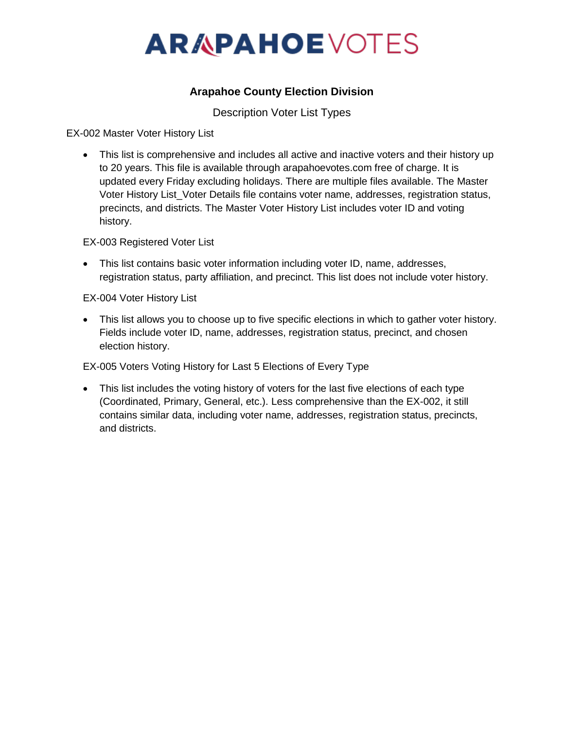# ARAPAHOEVOTES

**Arapahoe County Election Division**

Description Voter List Types

EX-002 Master Voter History List

- This list is comprehensive and includes all active and inactive voters and their history up to 20 years. This file is available through arapahoevotes.com free of charge. It is updated every Friday excluding holidays. There are multiple files available. The Master Voter History List_Voter Details file contains voter name, addresses, registration status, precincts, and districts. The Master Voter History List includes voter ID and voting history.

EX-003 Registered Voter List

- This list contains basic voter information including voter ID, name, addresses, registration status, party affiliation, and precinct. This list does not include voter history.

EX-004 Voter History List

- This list allows you to choose up to five specific elections in which to gather voter history. Fields include voter ID, name, addresses, registration status, precinct, and chosen election history.

EX-005 Voters Voting History for Last 5 Elections of Every Type

- This list includes the voting history of voters for the last five elections of each type (Coordinated, Primary, General, etc.). Less comprehensive than the EX-002, it still contains similar data, including voter name, addresses, registration status, precincts, and districts.